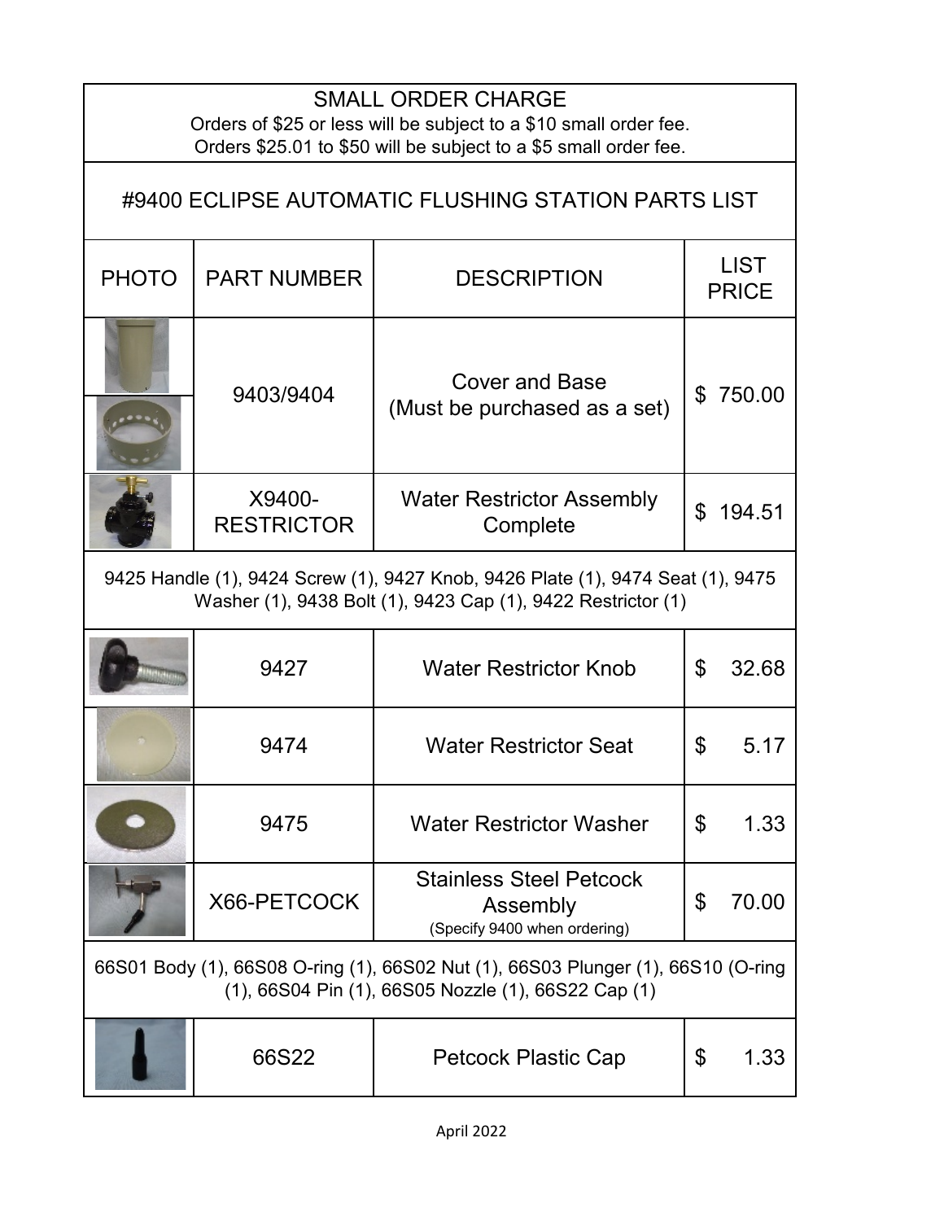## SMALL ORDER CHARGE

Orders of $25 or less will be subject to a $10 small order fee.
Orders $25.01 to $50 will be subject to a $5 small order fee.

## #9400 ECLIPSE AUTOMATIC FLUSHING STATION PARTS LIST

| PHOTO | PART NUMBER | DESCRIPTION | LIST PRICE |
|---|---|---|---|
| | 9403/9404 | Cover and Base (Must be purchased as a set) | $ 750.00 |
| | X9400-RESTRICTOR | Water Restrictor Assembly Complete | $ 194.51 |
| 9425 Handle (1), 9424 Screw (1), 9427 Knob, 9426 Plate (1), 9474 Seat (1), 9475 Washer (1), 9438 Bolt (1), 9423 Cap (1), 9422 Restrictor (1) | | | |
| | 9427 | Water Restrictor Knob | $ 32.68 |
| | 9474 | Water Restrictor Seat | $ 5.17 |
| | 9475 | Water Restrictor Washer | $ 1.33 |
| | X66-PETCOCK | Stainless Steel Petcock Assembly (Specify 9400 when ordering) | $ 70.00 |
| 66S01 Body (1), 66S08 O-ring (1), 66S02 Nut (1), 66S03 Plunger (1), 66S10 (O-ring (1), 66S04 Pin (1), 66S05 Nozzle (1), 66S22 Cap (1) | | | |
| | 66S22 | Petcock Plastic Cap | $ 1.33 |

April 2022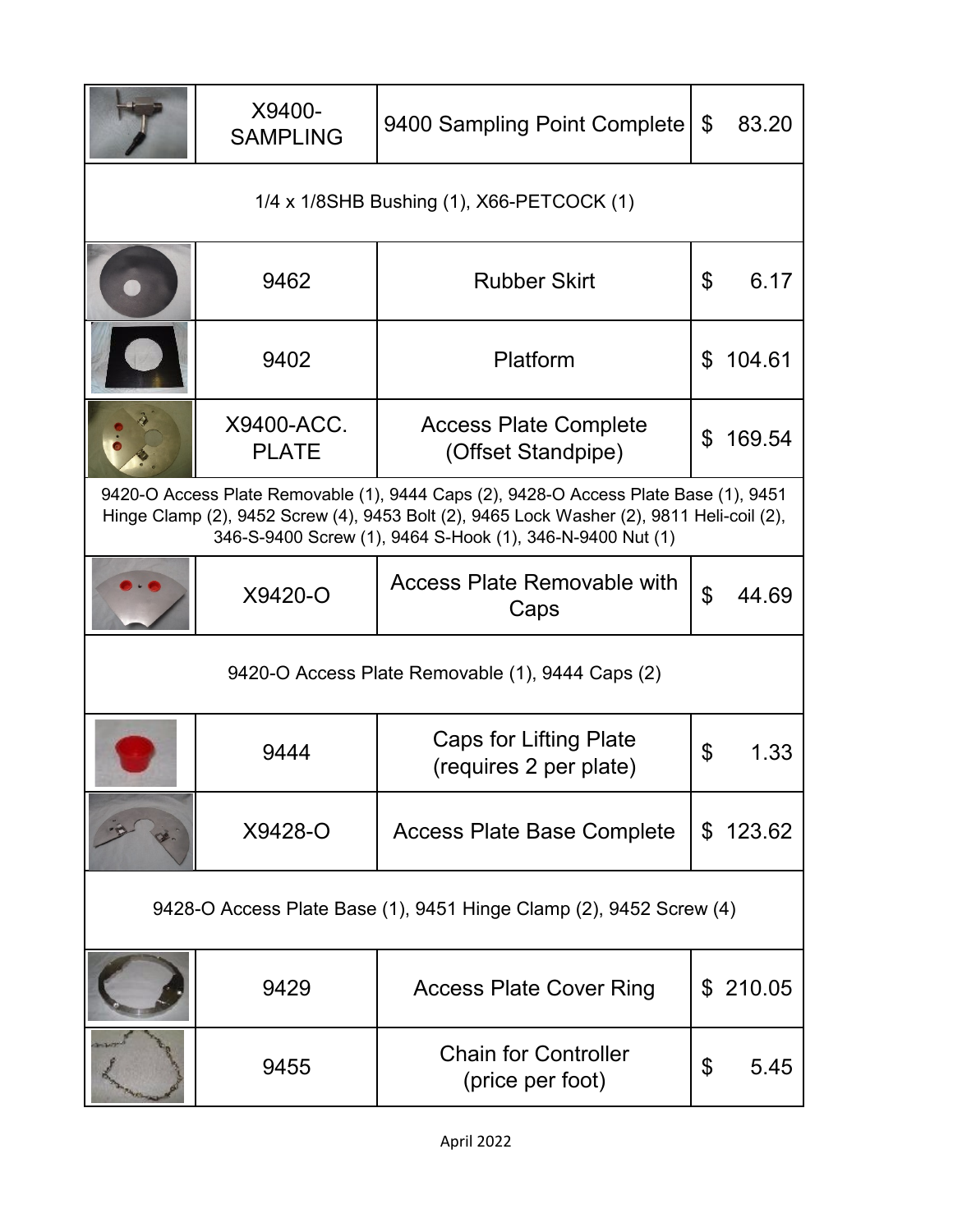| | | | |
|---|---|---|---|
| | X9400-SAMPLING | 9400 Sampling Point Complete | $ 83.20 |
| 1/4 x 1/8SHB Bushing (1), X66-PETCOCK (1) | | | |
| | 9462 | Rubber Skirt | $ 6.17 |
| | 9402 | Platform | $ 104.61 |
| | X9400-ACC. PLATE | Access Plate Complete (Offset Standpipe) | $ 169.54 |
| 9420-O Access Plate Removable (1), 9444 Caps (2), 9428-O Access Plate Base (1), 9451 Hinge Clamp (2), 9452 Screw (4), 9453 Bolt (2), 9465 Lock Washer (2), 9811 Heli-coil (2), 346-S-9400 Screw (1), 9464 S-Hook (1), 346-N-9400 Nut (1) | | | |
| | X9420-O | Access Plate Removable with Caps | $ 44.69 |
| 9420-O Access Plate Removable (1), 9444 Caps (2) | | | |
| | 9444 | Caps for Lifting Plate (requires 2 per plate) | $ 1.33 |
| | X9428-O | Access Plate Base Complete | $ 123.62 |
| 9428-O Access Plate Base (1), 9451 Hinge Clamp (2), 9452 Screw (4) | | | |
| | 9429 | Access Plate Cover Ring | $ 210.05 |
| | 9455 | Chain for Controller (price per foot) | $ 5.45 |

April 2022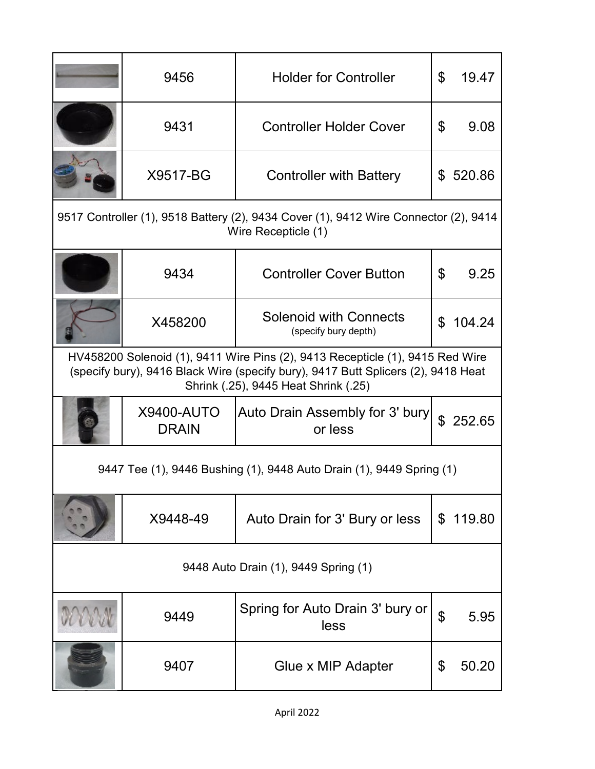| | | | |
|---|---|---|---|
| | 9456 | Holder for Controller | $ 19.47 |
| | 9431 | Controller Holder Cover | $ 9.08 |
| | X9517-BG | Controller with Battery | $ 520.86 |
| 9517 Controller (1), 9518 Battery (2), 9434 Cover (1), 9412 Wire Connector (2), 9414 Wire Recepticle (1) | | | |
| | 9434 | Controller Cover Button | $ 9.25 |
| | X458200 | Solenoid with Connects (specify bury depth) | $ 104.24 |
| HV458200 Solenoid (1), 9411 Wire Pins (2), 9413 Recepticle (1), 9415 Red Wire (specify bury), 9416 Black Wire (specify bury), 9417 Butt Splicers (2), 9418 Heat Shrink (.25), 9445 Heat Shrink (.25) | | | |
| | X9400-AUTO DRAIN | Auto Drain Assembly for 3' bury or less | $ 252.65 |
| 9447 Tee (1), 9446 Bushing (1), 9448 Auto Drain (1), 9449 Spring (1) | | | |
| | X9448-49 | Auto Drain for 3' Bury or less | $ 119.80 |
| 9448 Auto Drain (1), 9449 Spring (1) | | | |
| | 9449 | Spring for Auto Drain 3' bury or less | $ 5.95 |
| | 9407 | Glue x MIP Adapter | $ 50.20 |

April 2022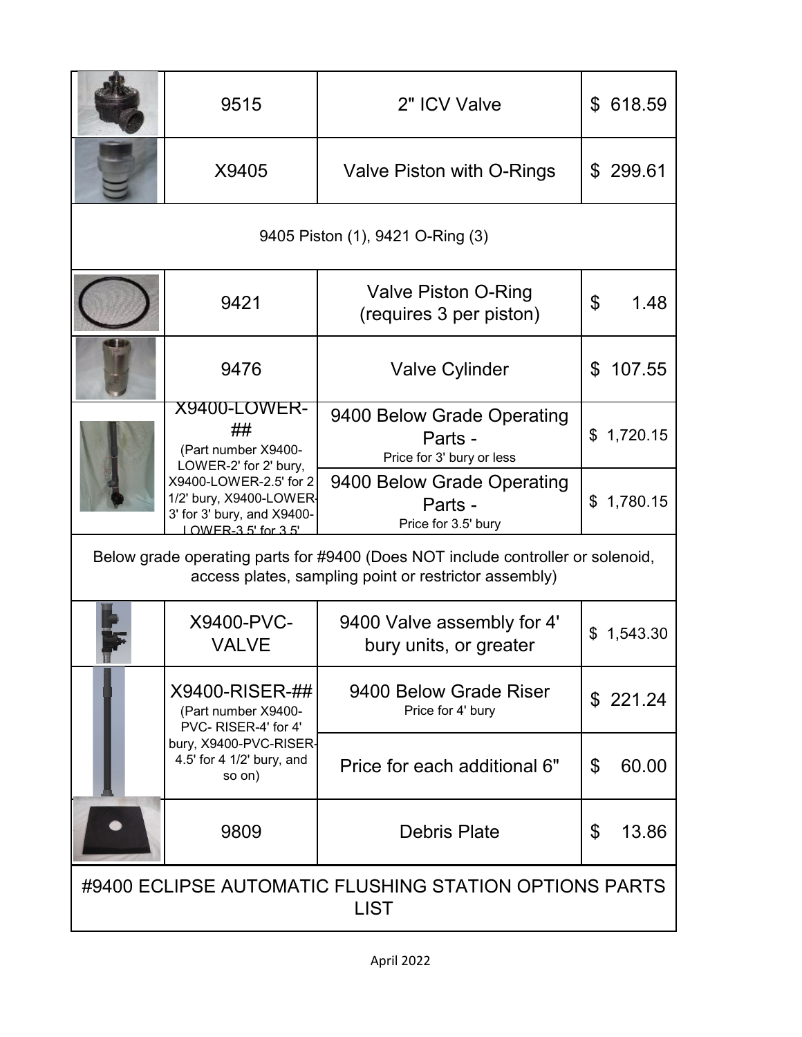| | | | |
|---|---|---|---|
| | 9515 | 2" ICV Valve | $ 618.59 |
| | X9405 | Valve Piston with O-Rings | $ 299.61 |
| 9405 Piston (1), 9421 O-Ring (3) | | | |
| | 9421 | Valve Piston O-Ring (requires 3 per piston) | $ 1.48 |
| | 9476 | Valve Cylinder | $ 107.55 |
| | X9400-LOWER-## (Part number X9400-LOWER-2' for 2' bury, X9400-LOWER-2.5' for 2 1/2' bury, X9400-LOWER-3' for 3' bury, and X9400-LOWER-3.5' for 3.5' | 9400 Below Grade Operating Parts - Price for 3' bury or less | $ 1,720.15 |
| | | 9400 Below Grade Operating Parts - Price for 3.5' bury | $ 1,780.15 |
| Below grade operating parts for #9400 (Does NOT include controller or solenoid, access plates, sampling point or restrictor assembly) | | | |
| | X9400-PVC-VALVE | 9400 Valve assembly for 4' bury units, or greater | $ 1,543.30 |
| | X9400-RISER-## (Part number X9400-PVC- RISER-4' for 4' bury, X9400-PVC-RISER-4.5' for 4 1/2' bury, and so on) | 9400 Below Grade Riser Price for 4' bury | $ 221.24 |
| | | Price for each additional 6" | $ 60.00 |
| | 9809 | Debris Plate | $ 13.86 |

#9400 ECLIPSE AUTOMATIC FLUSHING STATION OPTIONS PARTS LIST

April 2022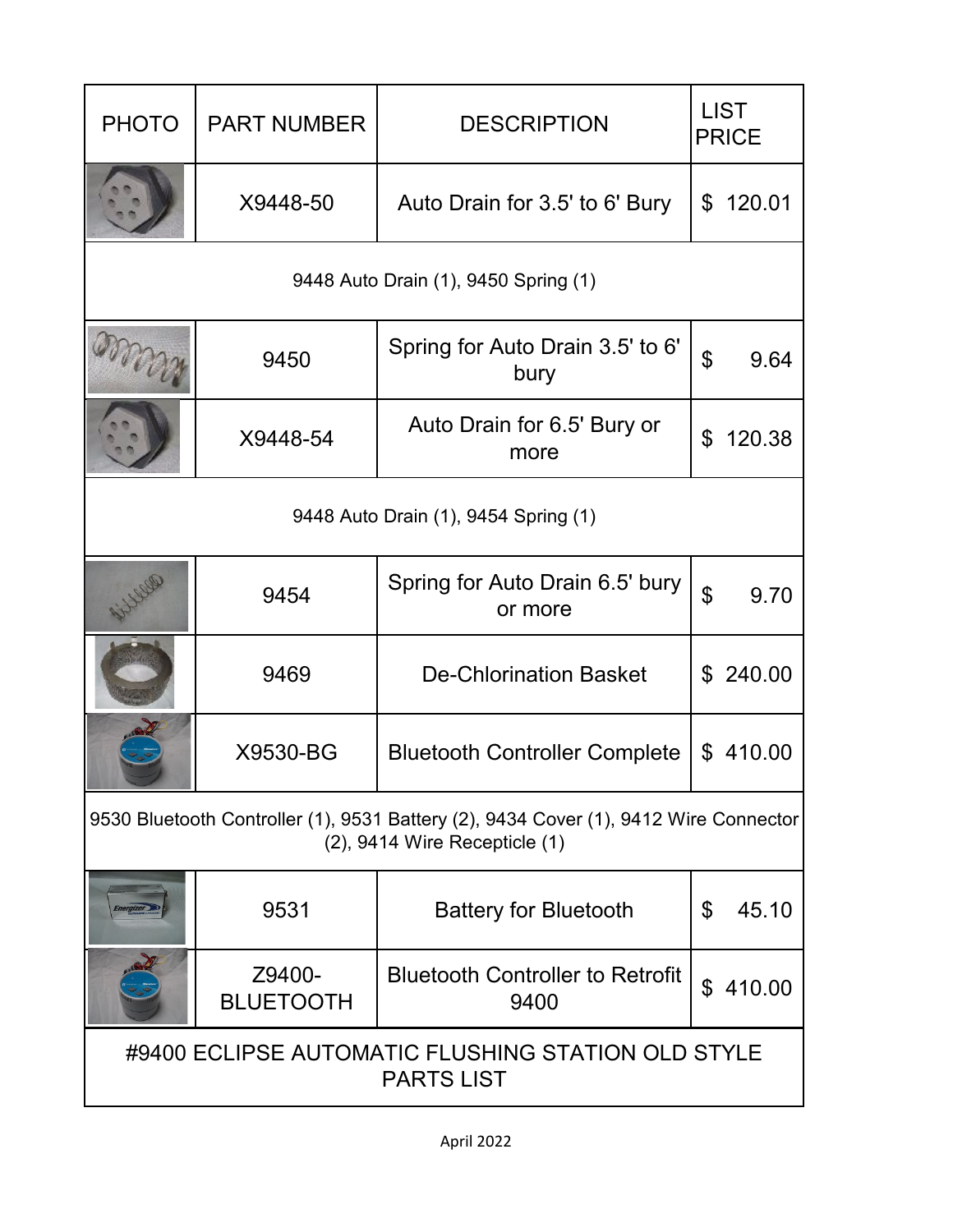| PHOTO | PART NUMBER | DESCRIPTION | LIST PRICE |
|---|---|---|---|
| | X9448-50 | Auto Drain for 3.5' to 6' Bury | $ 120.01 |
| 9448 Auto Drain (1), 9450 Spring (1) | | | |
| | 9450 | Spring for Auto Drain 3.5' to 6' bury | $ 9.64 |
| | X9448-54 | Auto Drain for 6.5' Bury or more | $ 120.38 |
| 9448 Auto Drain (1), 9454 Spring (1) | | | |
| | 9454 | Spring for Auto Drain 6.5' bury or more | $ 9.70 |
| | 9469 | De-Chlorination Basket | $ 240.00 |
| | X9530-BG | Bluetooth Controller Complete | $ 410.00 |
| 9530 Bluetooth Controller (1), 9531 Battery (2), 9434 Cover (1), 9412 Wire Connector (2), 9414 Wire Recepticle (1) | | | |
| | 9531 | Battery for Bluetooth | $ 45.10 |
| | Z9400-BLUETOOTH | Bluetooth Controller to Retrofit 9400 | $ 410.00 |
| #9400 ECLIPSE AUTOMATIC FLUSHING STATION OLD STYLE PARTS LIST | | | |

April 2022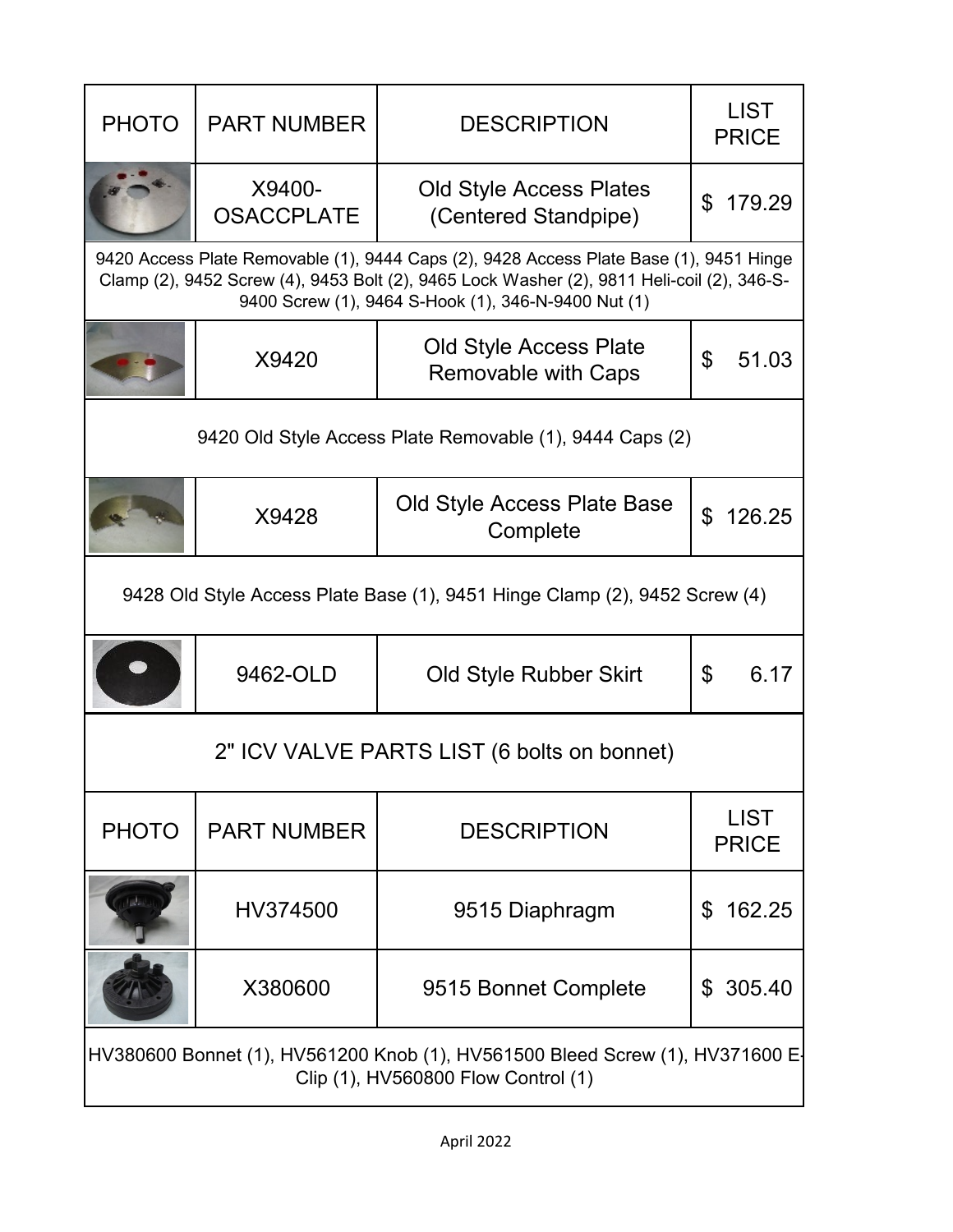| PHOTO | PART NUMBER | DESCRIPTION | LIST PRICE |
|---|---|---|---|
| | X9400-OSACCPLATE | Old Style Access Plates (Centered Standpipe) | $ 179.29 |
| 9420 Access Plate Removable (1), 9444 Caps (2), 9428 Access Plate Base (1), 9451 Hinge Clamp (2), 9452 Screw (4), 9453 Bolt (2), 9465 Lock Washer (2), 9811 Heli-coil (2), 346-S-9400 Screw (1), 9464 S-Hook (1), 346-N-9400 Nut (1) | | | |
| | X9420 | Old Style Access Plate Removable with Caps | $ 51.03 |
| 9420 Old Style Access Plate Removable (1), 9444 Caps (2) | | | |
| | X9428 | Old Style Access Plate Base Complete | $ 126.25 |
| 9428 Old Style Access Plate Base (1), 9451 Hinge Clamp (2), 9452 Screw (4) | | | |
| | 9462-OLD | Old Style Rubber Skirt | $ 6.17 |

## 2" ICV VALVE PARTS LIST (6 bolts on bonnet)

| PHOTO | PART NUMBER | DESCRIPTION | LIST PRICE |
|---|---|---|---|
| | HV374500 | 9515 Diaphragm | $ 162.25 |
| | X380600 | 9515 Bonnet Complete | $ 305.40 |
| HV380600 Bonnet (1), HV561200 Knob (1), HV561500 Bleed Screw (1), HV371600 E-Clip (1), HV560800 Flow Control (1) | | | |

April 2022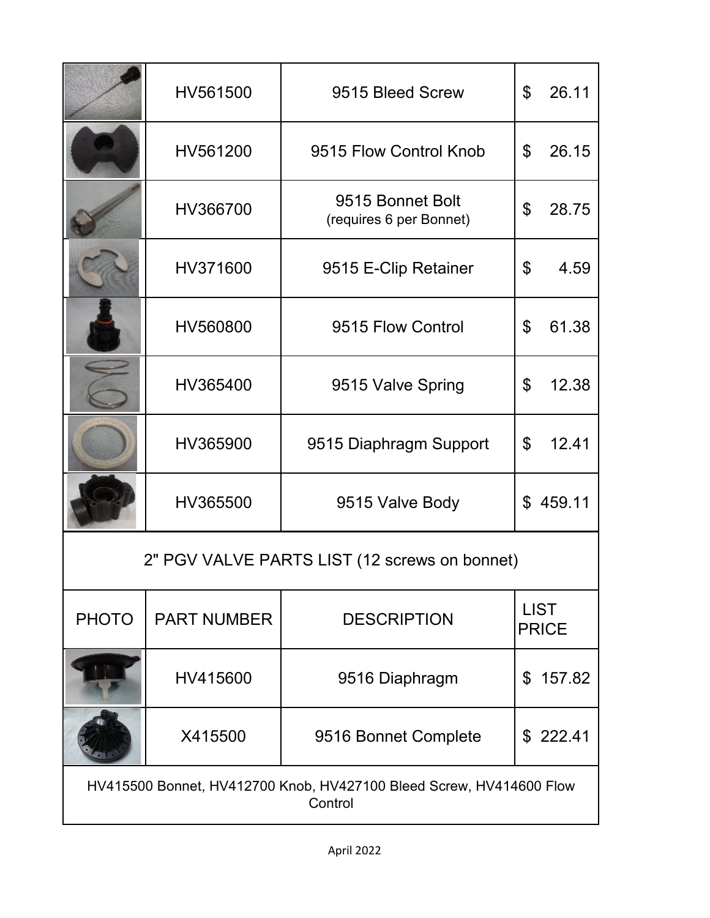| | | | |
|---|---|---|---|
| | HV561500 | 9515 Bleed Screw | $ 26.11 |
| | HV561200 | 9515 Flow Control Knob | $ 26.15 |
| | HV366700 | 9515 Bonnet Bolt (requires 6 per Bonnet) | $ 28.75 |
| | HV371600 | 9515 E-Clip Retainer | $ 4.59 |
| | HV560800 | 9515 Flow Control | $ 61.38 |
| | HV365400 | 9515 Valve Spring | $ 12.38 |
| | HV365900 | 9515 Diaphragm Support | $ 12.41 |
| | HV365500 | 9515 Valve Body | $ 459.11 |

## 2" PGV VALVE PARTS LIST (12 screws on bonnet)

| PHOTO | PART NUMBER | DESCRIPTION | LIST PRICE |
|---|---|---|---|
| | HV415600 | 9516 Diaphragm | $ 157.82 |
| | X415500 | 9516 Bonnet Complete | $ 222.41 |

HV415500 Bonnet, HV412700 Knob, HV427100 Bleed Screw, HV414600 Flow Control

April 2022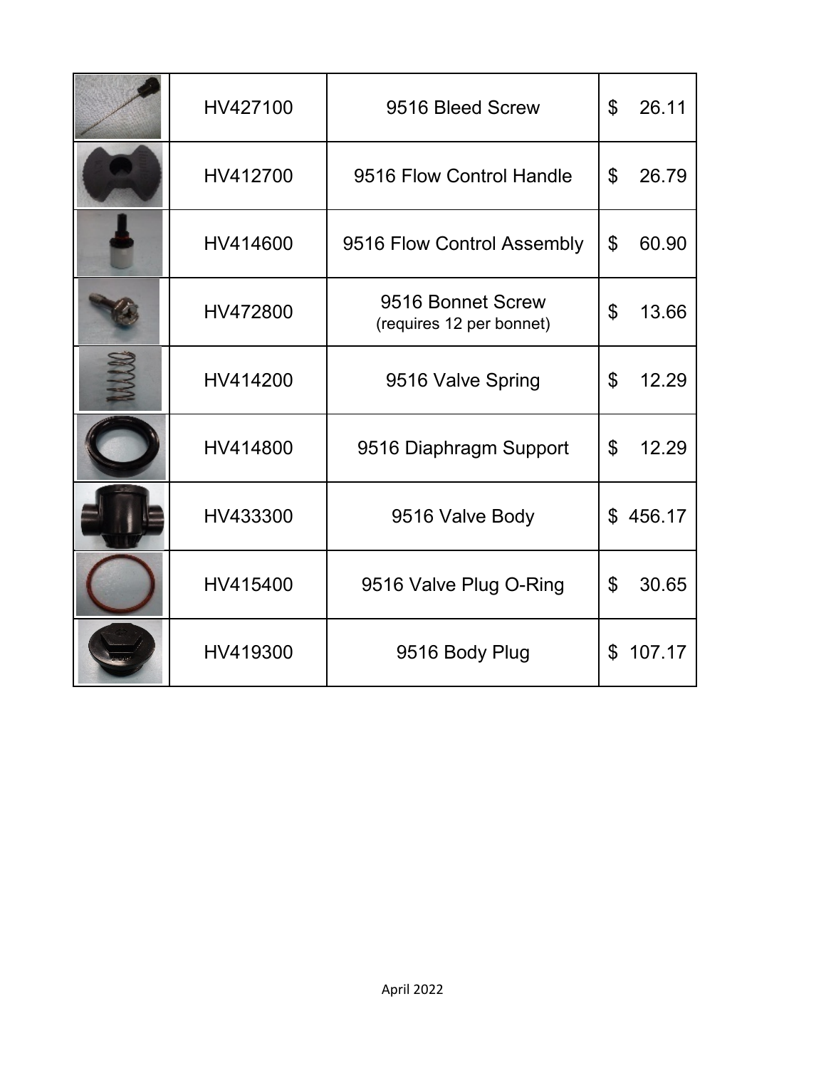| | | | |
|---|---|---|---|
| | HV427100 | 9516 Bleed Screw | $ 26.11 |
| | HV412700 | 9516 Flow Control Handle | $ 26.79 |
| | HV414600 | 9516 Flow Control Assembly | $ 60.90 |
| | HV472800 | 9516 Bonnet Screw (requires 12 per bonnet) | $ 13.66 |
| | HV414200 | 9516 Valve Spring | $ 12.29 |
| | HV414800 | 9516 Diaphragm Support | $ 12.29 |
| | HV433300 | 9516 Valve Body | $ 456.17 |
| | HV415400 | 9516 Valve Plug O-Ring | $ 30.65 |
| | HV419300 | 9516 Body Plug | $ 107.17 |

April 2022